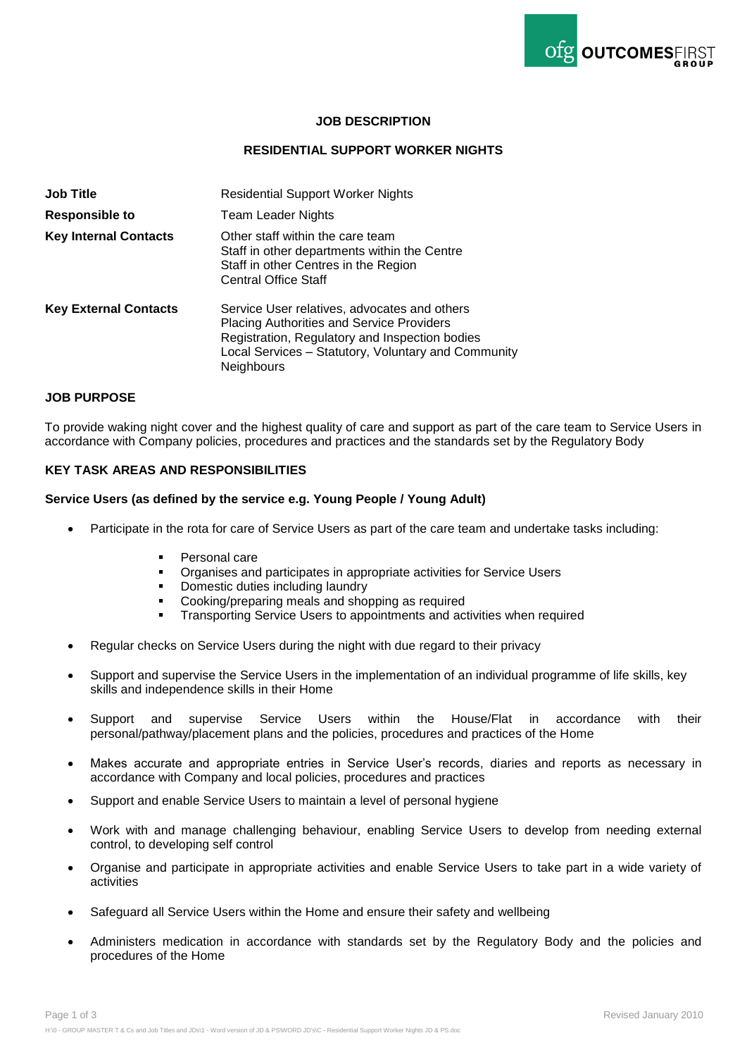**JOB DESCRIPTION**

**RESIDENTIAL SUPPORT WORKER NIGHTS**

| | |
|---|---|
| **Job Title** | Residential Support Worker Nights |
| **Responsible to** | Team Leader Nights |
| **Key Internal Contacts** | Other staff within the care team<br>Staff in other departments within the Centre<br>Staff in other Centres in the Region<br>Central Office Staff |
| **Key External Contacts** | Service User relatives, advocates and others<br>Placing Authorities and Service Providers<br>Registration, Regulatory and Inspection bodies<br>Local Services – Statutory, Voluntary and Community<br>Neighbours |

**JOB PURPOSE**

To provide waking night cover and the highest quality of care and support as part of the care team to Service Users in accordance with Company policies, procedures and practices and the standards set by the Regulatory Body

**KEY TASK AREAS AND RESPONSIBILITIES**

**Service Users (as defined by the service e.g. Young People / Young Adult)**

- Participate in the rota for care of Service Users as part of the care team and undertake tasks including:
  - Personal care
  - Organises and participates in appropriate activities for Service Users
  - Domestic duties including laundry
  - Cooking/preparing meals and shopping as required
  - Transporting Service Users to appointments and activities when required
- Regular checks on Service Users during the night with due regard to their privacy
- Support and supervise the Service Users in the implementation of an individual programme of life skills, key skills and independence skills in their Home
- Support and supervise Service Users within the House/Flat in accordance with their personal/pathway/placement plans and the policies, procedures and practices of the Home
- Makes accurate and appropriate entries in Service User's records, diaries and reports as necessary in accordance with Company and local policies, procedures and practices
- Support and enable Service Users to maintain a level of personal hygiene
- Work with and manage challenging behaviour, enabling Service Users to develop from needing external control, to developing self control
- Organise and participate in appropriate activities and enable Service Users to take part in a wide variety of activities
- Safeguard all Service Users within the Home and ensure their safety and wellbeing
- Administers medication in accordance with standards set by the Regulatory Body and the policies and procedures of the Home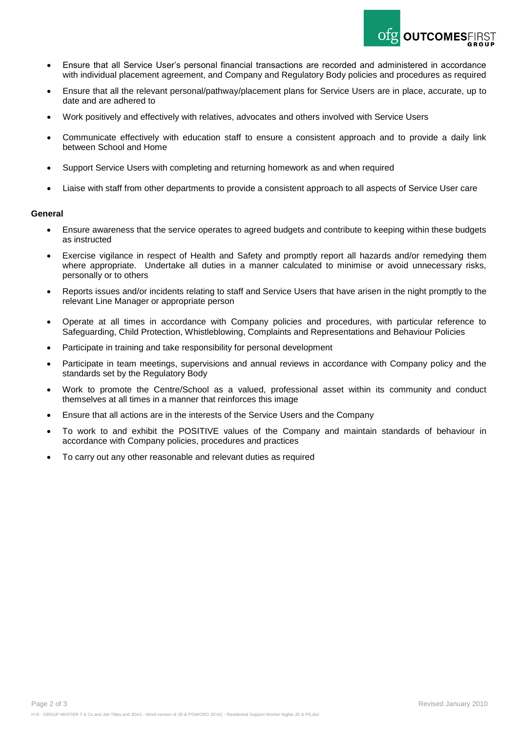- Ensure that all Service User's personal financial transactions are recorded and administered in accordance with individual placement agreement, and Company and Regulatory Body policies and procedures as required
- Ensure that all the relevant personal/pathway/placement plans for Service Users are in place, accurate, up to date and are adhered to
- Work positively and effectively with relatives, advocates and others involved with Service Users
- Communicate effectively with education staff to ensure a consistent approach and to provide a daily link between School and Home
- Support Service Users with completing and returning homework as and when required
- Liaise with staff from other departments to provide a consistent approach to all aspects of Service User care

**General**

- Ensure awareness that the service operates to agreed budgets and contribute to keeping within these budgets as instructed
- Exercise vigilance in respect of Health and Safety and promptly report all hazards and/or remedying them where appropriate. Undertake all duties in a manner calculated to minimise or avoid unnecessary risks, personally or to others
- Reports issues and/or incidents relating to staff and Service Users that have arisen in the night promptly to the relevant Line Manager or appropriate person
- Operate at all times in accordance with Company policies and procedures, with particular reference to Safeguarding, Child Protection, Whistleblowing, Complaints and Representations and Behaviour Policies
- Participate in training and take responsibility for personal development
- Participate in team meetings, supervisions and annual reviews in accordance with Company policy and the standards set by the Regulatory Body
- Work to promote the Centre/School as a valued, professional asset within its community and conduct themselves at all times in a manner that reinforces this image
- Ensure that all actions are in the interests of the Service Users and the Company
- To work to and exhibit the POSITIVE values of the Company and maintain standards of behaviour in accordance with Company policies, procedures and practices
- To carry out any other reasonable and relevant duties as required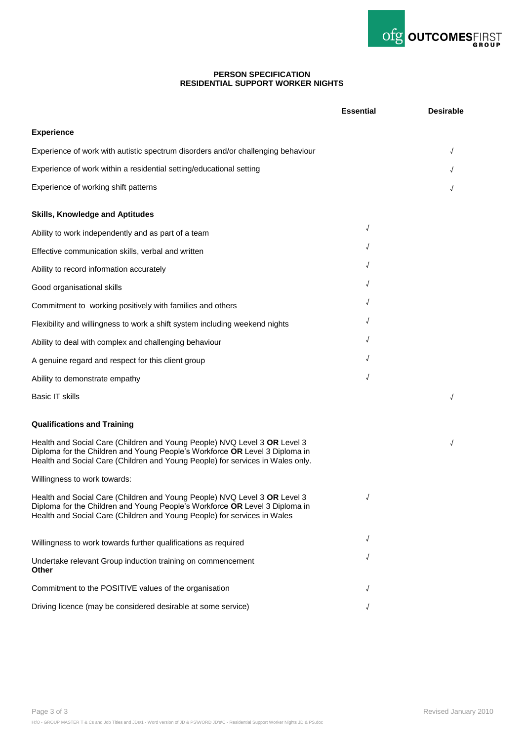**PERSON SPECIFICATION**
**RESIDENTIAL SUPPORT WORKER NIGHTS**

| | Essential | Desirable |
|---|---|---|
| **Experience** | | |
| Experience of work with autistic spectrum disorders and/or challenging behaviour | | √ |
| Experience of work within a residential setting/educational setting | | √ |
| Experience of working shift patterns | | √ |
| **Skills, Knowledge and Aptitudes** | | |
| Ability to work independently and as part of a team | √ | |
| Effective communication skills, verbal and written | √ | |
| Ability to record information accurately | √ | |
| Good organisational skills | √ | |
| Commitment to working positively with families and others | √ | |
| Flexibility and willingness to work a shift system including weekend nights | √ | |
| Ability to deal with complex and challenging behaviour | √ | |
| A genuine regard and respect for this client group | √ | |
| Ability to demonstrate empathy | √ | |
| Basic IT skills | | √ |
| **Qualifications and Training** | | |
| Health and Social Care (Children and Young People) NVQ Level 3 **OR** Level 3 Diploma for the Children and Young People's Workforce **OR** Level 3 Diploma in Health and Social Care (Children and Young People) for services in Wales only. | | √ |
| Willingness to work towards: | | |
| Health and Social Care (Children and Young People) NVQ Level 3 **OR** Level 3 Diploma for the Children and Young People's Workforce **OR** Level 3 Diploma in Health and Social Care (Children and Young People) for services in Wales | √ | |
| Willingness to work towards further qualifications as required | √ | |
| Undertake relevant Group induction training on commencement | √ | |
| **Other** | | |
| Commitment to the POSITIVE values of the organisation | √ | |
| Driving licence (may be considered desirable at some service) | √ | |

Revised January 2010

H:\0 - GROUP MASTER T & Cs and Job Titles and JDs\1 - Word version of JD & PS\WORD JD's\C - Residential Support Worker Nights JD & PS.doc